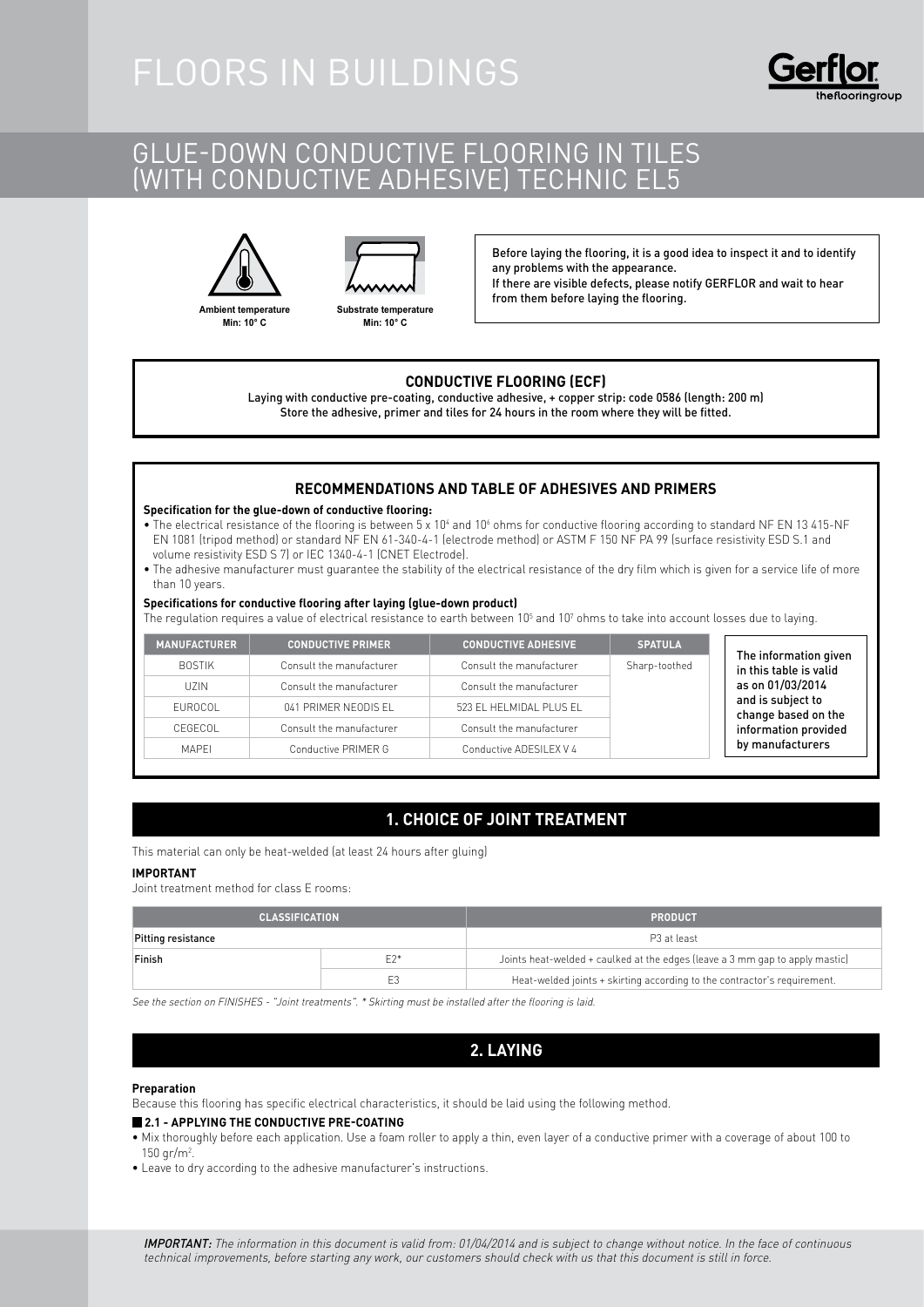# FLOORS IN BUILDINGS

## GLUE-DOWN CONDUCTIVE FLOORING IN TILES (WITH CONDUCTIVE ADHESIVE) TECHNIC EL5

**Ambient temperature**
**Min: 10° C**

**Substrate temperature**
**Min: 10° C**

Before laying the flooring, it is a good idea to inspect it and to identify any problems with the appearance.
If there are visible defects, please notify GERFLOR and wait to hear from them before laying the flooring.

### CONDUCTIVE FLOORING (ECF)

Laying with conductive pre-coating, conductive adhesive, + copper strip: code 0586 (length: 200 m)
Store the adhesive, primer and tiles for 24 hours in the room where they will be fitted.

### RECOMMENDATIONS AND TABLE OF ADHESIVES AND PRIMERS

**Specification for the glue-down of conductive flooring:**

- The electrical resistance of the flooring is between $5 \times 10^4$ and $10^6$ ohms for conductive flooring according to standard NF EN 13 415-NF EN 1081 (tripod method) or standard NF EN 61-340-4-1 (electrode method) or ASTM F 150 NF PA 99 (surface resistivity ESD S.1 and volume resistivity ESD S 7) or IEC 1340-4-1 (CNET Electrode).
- The adhesive manufacturer must guarantee the stability of the electrical resistance of the dry film which is given for a service life of more than 10 years.

**Specifications for conductive flooring after laying (glue-down product)**

The regulation requires a value of electrical resistance to earth between $10^5$ and $10^7$ ohms to take into account losses due to laying.

| MANUFACTURER | CONDUCTIVE PRIMER | CONDUCTIVE ADHESIVE | SPATULA |
|---|---|---|---|
| BOSTIK | Consult the manufacturer | Consult the manufacturer | Sharp-toothed |
| UZIN | Consult the manufacturer | Consult the manufacturer | |
| EUROCOL | 041 PRIMER NEODIS EL | 523 EL HELMIDAL PLUS EL | |
| CEGECOL | Consult the manufacturer | Consult the manufacturer | |
| MAPEI | Conductive PRIMER G | Conductive ADESILEX V 4 | |

The information given in this table is valid as on 01/03/2014 and is subject to change based on the information provided by manufacturers

## 1. CHOICE OF JOINT TREATMENT

This material can only be heat-welded (at least 24 hours after gluing)

**IMPORTANT**

Joint treatment method for class E rooms:

| CLASSIFICATION | | PRODUCT |
|---|---|---|
| Pitting resistance | | P3 at least |
| Finish | E2* | Joints heat-welded + caulked at the edges (leave a 3 mm gap to apply mastic) |
| | E3 | Heat-welded joints + skirting according to the contractor's requirement. |

*See the section on FINISHES - "Joint treatments". * Skirting must be installed after the flooring is laid.*

## 2. LAYING

**Preparation**

Because this flooring has specific electrical characteristics, it should be laid using the following method.

### 2.1 - APPLYING THE CONDUCTIVE PRE-COATING

- Mix thoroughly before each application. Use a foam roller to apply a thin, even layer of a conductive primer with a coverage of about 100 to 150 gr/m$^2$.
- Leave to dry according to the adhesive manufacturer's instructions.

***IMPORTANT:*** *The information in this document is valid from: 01/04/2014 and is subject to change without notice. In the face of continuous technical improvements, before starting any work, our customers should check with us that this document is still in force.*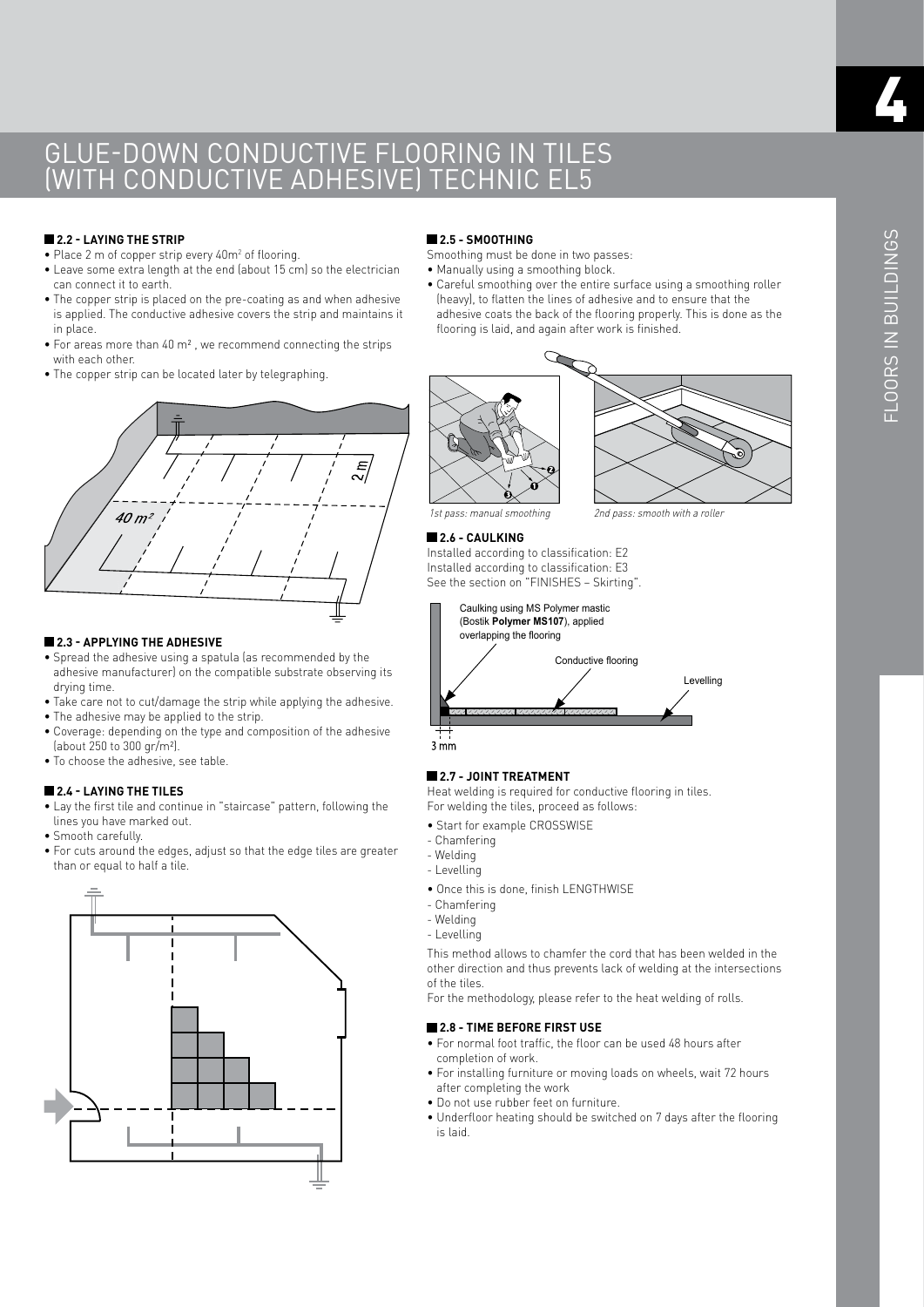# GLUE-DOWN CONDUCTIVE FLOORING IN TILES (WITH CONDUCTIVE ADHESIVE) TECHNIC EL5

### 2.2 - LAYING THE STRIP

- Place 2 m of copper strip every 40m² of flooring.
- Leave some extra length at the end (about 15 cm) so the electrician can connect it to earth.
- The copper strip is placed on the pre-coating as and when adhesive is applied. The conductive adhesive covers the strip and maintains it in place.
- For areas more than 40 m², we recommend connecting the strips with each other.
- The copper strip can be located later by telegraphing.

2 m

40 m²

### 2.3 - APPLYING THE ADHESIVE

- Spread the adhesive using a spatula (as recommended by the adhesive manufacturer) on the compatible substrate observing its drying time.
- Take care not to cut/damage the strip while applying the adhesive.
- The adhesive may be applied to the strip.
- Coverage: depending on the type and composition of the adhesive (about 250 to 300 gr/m²).
- To choose the adhesive, see table.

### 2.4 - LAYING THE TILES

- Lay the first tile and continue in "staircase" pattern, following the lines you have marked out.
- Smooth carefully.
- For cuts around the edges, adjust so that the edge tiles are greater than or equal to half a tile.

### 2.5 - SMOOTHING

Smoothing must be done in two passes:

- Manually using a smoothing block.
- Careful smoothing over the entire surface using a smoothing roller (heavy), to flatten the lines of adhesive and to ensure that the adhesive coats the back of the flooring properly. This is done as the flooring is laid, and again after work is finished.

*1st pass: manual smoothing*

*2nd pass: smooth with a roller*

### 2.6 - CAULKING

Installed according to classification: E2
Installed according to classification: E3
See the section on "FINISHES – Skirting".

Caulking using MS Polymer mastic (Bostik **Polymer MS107**), applied overlapping the flooring

Conductive flooring

Levelling

3 mm

### 2.7 - JOINT TREATMENT

Heat welding is required for conductive flooring in tiles.
For welding the tiles, proceed as follows:

- Start for example CROSSWISE
  - Chamfering
  - Welding
  - Levelling
- Once this is done, finish LENGTHWISE
  - Chamfering
  - Welding
  - Levelling

This method allows to chamfer the cord that has been welded in the other direction and thus prevents lack of welding at the intersections of the tiles.
For the methodology, please refer to the heat welding of rolls.

### 2.8 - TIME BEFORE FIRST USE

- For normal foot traffic, the floor can be used 48 hours after completion of work.
- For installing furniture or moving loads on wheels, wait 72 hours after completing the work
- Do not use rubber feet on furniture.
- Underfloor heating should be switched on 7 days after the flooring is laid.